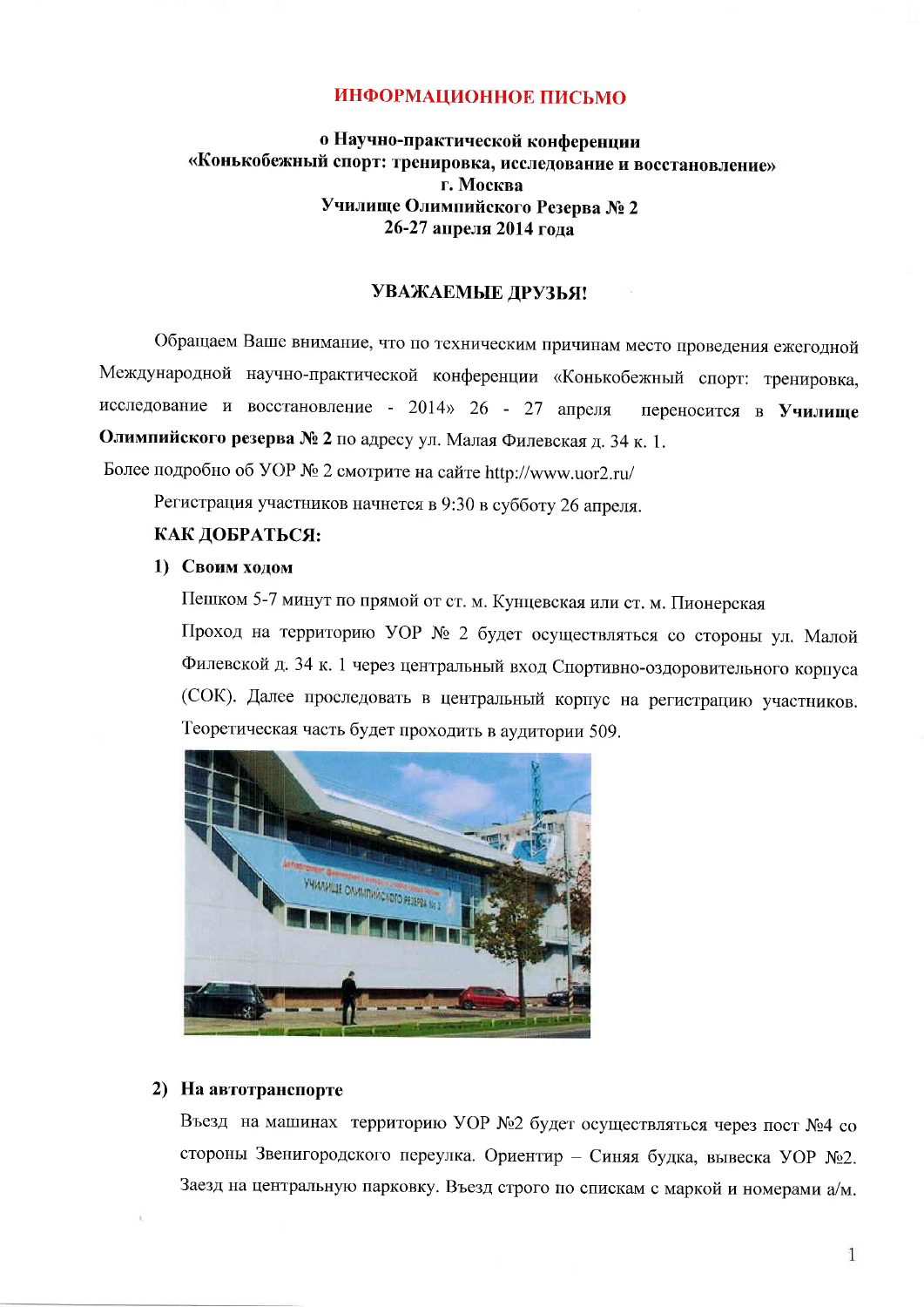# ИНФОРМАЦИОННОЕ ПИСЬМО

**о Научно-практической конференции**
**«Конькобежный спорт: тренировка, исследование и восстановление»**
**г. Москва**
**Училище Олимпийского Резерва № 2**
**26-27 апреля 2014 года**

## УВАЖАЕМЫЕ ДРУЗЬЯ!

Обращаем Ваше внимание, что по техническим причинам место проведения ежегодной Международной научно-практической конференции «Конькобежный спорт: тренировка, исследование и восстановление - 2014» 26 - 27 апреля переносится в **Училище Олимпийского резерва № 2** по адресу ул. Малая Филевская д. 34 к. 1.

Более подробно об УОР № 2 смотрите на сайте http://www.uor2.ru/

Регистрация участников начнется в 9:30 в субботу 26 апреля.

**КАК ДОБРАТЬСЯ:**

1) **Своим ходом**

Пешком 5-7 минут по прямой от ст. м. Кунцевская или ст. м. Пионерская

Проход на территорию УОР № 2 будет осуществляться со стороны ул. Малой Филевской д. 34 к. 1 через центральный вход Спортивно-оздоровительного корпуса (СОК). Далее проследовать в центральный корпус на регистрацию участников. Теоретическая часть будет проходить в аудитории 509.

2) **На автотранспорте**

Въезд на машинах территорию УОР №2 будет осуществляться через пост №4 со стороны Звенигородского переулка. Ориентир – Синяя будка, вывеска УОР №2. Заезд на центральную парковку. Въезд строго по спискам с маркой и номерами а/м.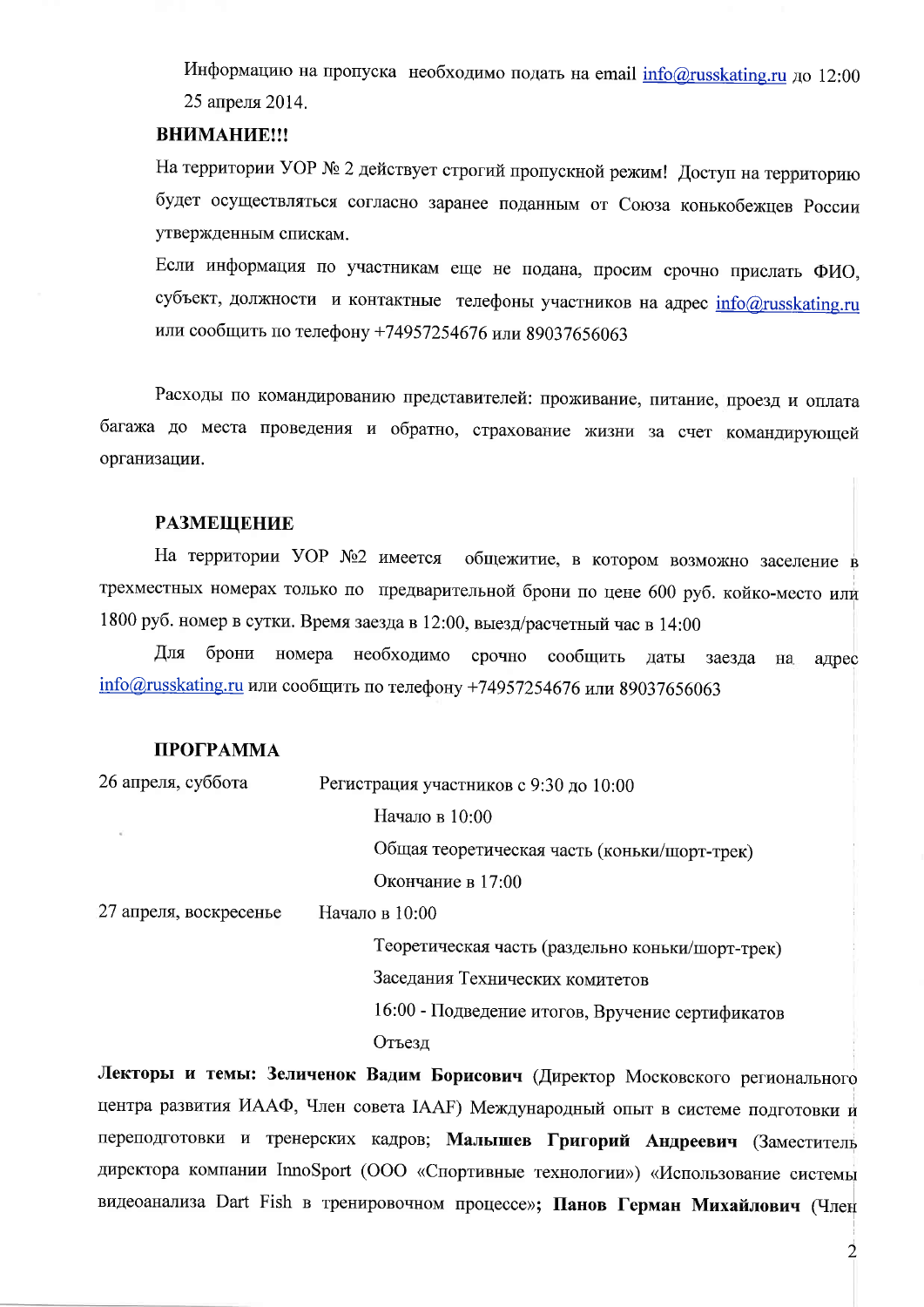Информацию на пропуска необходимо подать на email info@russkating.ru до 12:00 25 апреля 2014.

**ВНИМАНИЕ!!!**

На территории УОР № 2 действует строгий пропускной режим! Доступ на территорию будет осуществляться согласно заранее поданным от Союза конькобежцев России утвержденным спискам.

Если информация по участникам еще не подана, просим срочно прислать ФИО, субъект, должности и контактные телефоны участников на адрес info@russkating.ru или сообщить по телефону +74957254676 или 89037656063

Расходы по командированию представителей: проживание, питание, проезд и оплата багажа до места проведения и обратно, страхование жизни за счет командирующей организации.

**РАЗМЕЩЕНИЕ**

На территории УОР №2 имеется общежитие, в котором возможно заселение в трехместных номерах только по предварительной брони по цене 600 руб. койко-место или 1800 руб. номер в сутки. Время заезда в 12:00, выезд/расчетный час в 14:00

Для брони номера необходимо срочно сообщить даты заезда на адрес info@russkating.ru или сообщить по телефону +74957254676 или 89037656063

**ПРОГРАММА**

| | |
|---|---|
| 26 апреля, суббота | Регистрация участников с 9:30 до 10:00 |
| | Начало в 10:00 |
| | Общая теоретическая часть (коньки/шорт-трек) |
| | Окончание в 17:00 |
| 27 апреля, воскресенье | Начало в 10:00 |
| | Теоретическая часть (раздельно коньки/шорт-трек) |
| | Заседания Технических комитетов |
| | 16:00 - Подведение итогов, Вручение сертификатов |
| | Отъезд |

**Лекторы и темы: Зеличенок Вадим Борисович** (Директор Московского регионального центра развития ИААФ, Член совета IAAF) Международный опыт в системе подготовки и переподготовки и тренерских кадров; **Малышев Григорий Андреевич** (Заместитель директора компании InnoSport (ООО «Спортивные технологии») «Использование системы видеоанализа Dart Fish в тренировочном процессе»; **Панов Герман Михайлович** (Член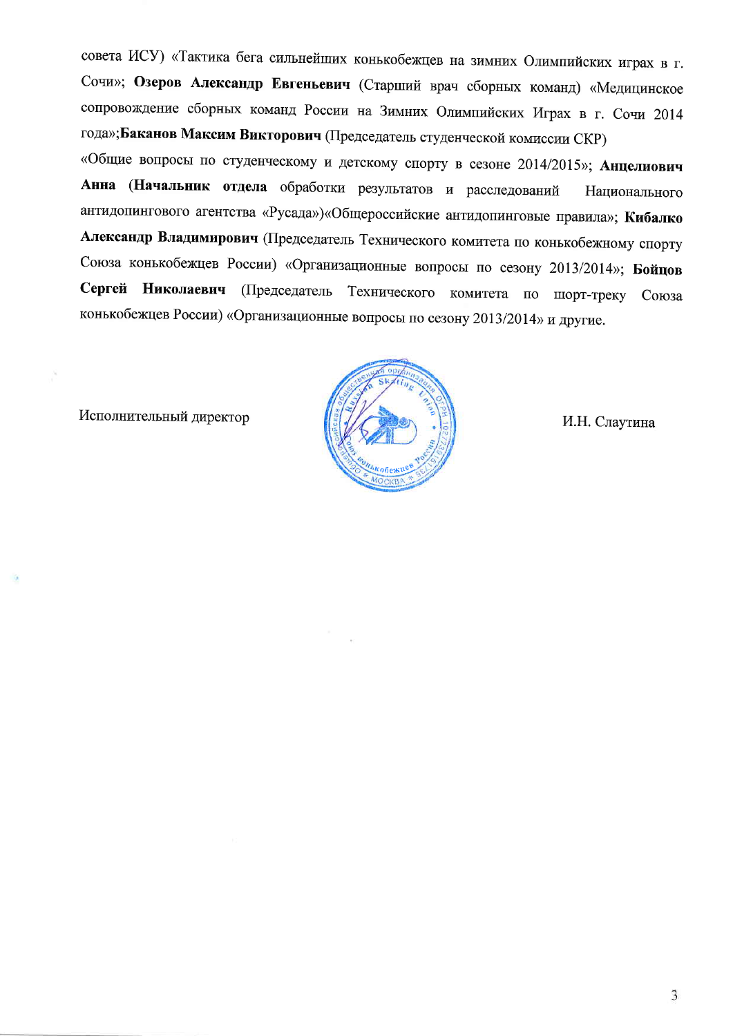совета ИСУ) «Тактика бега сильнейших конькобежцев на зимних Олимпийских играх в г. Сочи»; **Озеров Александр Евгеньевич** (Старший врач сборных команд) «Медицинское сопровождение сборных команд России на Зимних Олимпийских Играх в г. Сочи 2014 года»;**Баканов Максим Викторович** (Председатель студенческой комиссии СКР) «Общие вопросы по студенческому и детскому спорту в сезоне 2014/2015»; **Анцелиович Анна** (**Начальник отдела** обработки результатов и расследований Национального антидопингового агентства «Русада»)«Общероссийские антидопинговые правила»; **Кибалко Александр Владимирович** (Председатель Технического комитета по конькобежному спорту Союза конькобежцев России) «Организационные вопросы по сезону 2013/2014»; **Бойцов Сергей Николаевич** (Председатель Технического комитета по шорт-треку Союза конькобежцев России) «Организационные вопросы по сезону 2013/2014» и другие.

Исполнительный директор И.Н. Слаутина